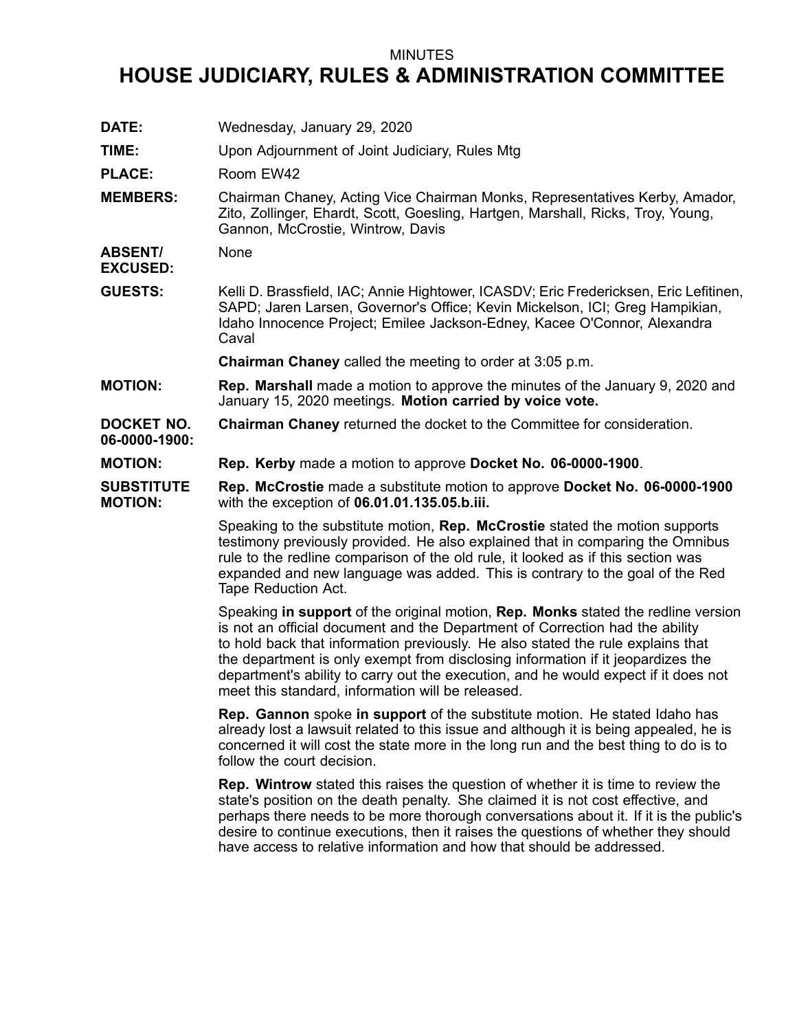MINUTES

# HOUSE JUDICIARY, RULES & ADMINISTRATION COMMITTEE

**DATE:** Wednesday, January 29, 2020

**TIME:** Upon Adjournment of Joint Judiciary, Rules Mtg

**PLACE:** Room EW42

**MEMBERS:** Chairman Chaney, Acting Vice Chairman Monks, Representatives Kerby, Amador, Zito, Zollinger, Ehardt, Scott, Goesling, Hartgen, Marshall, Ricks, Troy, Young, Gannon, McCrostie, Wintrow, Davis

**ABSENT/ EXCUSED:** None

**GUESTS:** Kelli D. Brassfield, IAC; Annie Hightower, ICASDV; Eric Fredericksen, Eric Lefitinen, SAPD; Jaren Larsen, Governor's Office; Kevin Mickelson, ICI; Greg Hampikian, Idaho Innocence Project; Emilee Jackson-Edney, Kacee O'Connor, Alexandra Caval

**Chairman Chaney** called the meeting to order at 3:05 p.m.

**MOTION:** **Rep. Marshall** made a motion to approve the minutes of the January 9, 2020 and January 15, 2020 meetings. **Motion carried by voice vote.**

**DOCKET NO. 06-0000-1900:** **Chairman Chaney** returned the docket to the Committee for consideration.

**MOTION:** **Rep. Kerby** made a motion to approve **Docket No. 06-0000-1900**.

**SUBSTITUTE MOTION:** **Rep. McCrostie** made a substitute motion to approve **Docket No. 06-0000-1900** with the exception of **06.01.01.135.05.b.iii.**

Speaking to the substitute motion, **Rep. McCrostie** stated the motion supports testimony previously provided. He also explained that in comparing the Omnibus rule to the redline comparison of the old rule, it looked as if this section was expanded and new language was added. This is contrary to the goal of the Red Tape Reduction Act.

Speaking **in support** of the original motion, **Rep. Monks** stated the redline version is not an official document and the Department of Correction had the ability to hold back that information previously. He also stated the rule explains that the department is only exempt from disclosing information if it jeopardizes the department's ability to carry out the execution, and he would expect if it does not meet this standard, information will be released.

**Rep. Gannon** spoke **in support** of the substitute motion. He stated Idaho has already lost a lawsuit related to this issue and although it is being appealed, he is concerned it will cost the state more in the long run and the best thing to do is to follow the court decision.

**Rep. Wintrow** stated this raises the question of whether it is time to review the state's position on the death penalty. She claimed it is not cost effective, and perhaps there needs to be more thorough conversations about it. If it is the public's desire to continue executions, then it raises the questions of whether they should have access to relative information and how that should be addressed.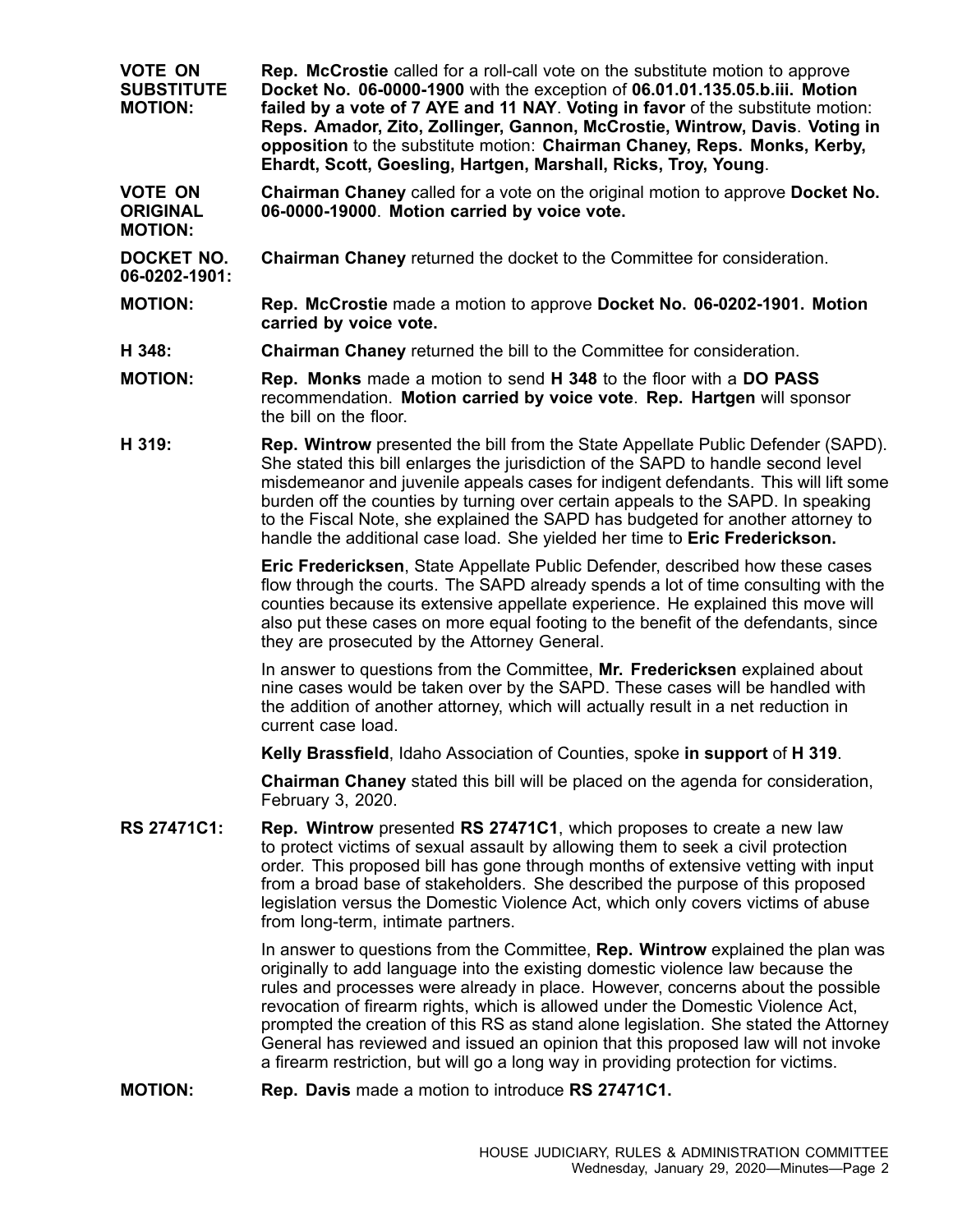**VOTE ON SUBSTITUTE MOTION:** **Rep. McCrostie** called for a roll-call vote on the substitute motion to approve **Docket No. 06-0000-1900** with the exception of **06.01.01.135.05.b.iii. Motion failed by a vote of 7 AYE and 11 NAY**. **Voting in favor** of the substitute motion: **Reps. Amador, Zito, Zollinger, Gannon, McCrostie, Wintrow, Davis**. **Voting in opposition** to the substitute motion: **Chairman Chaney, Reps. Monks, Kerby, Ehardt, Scott, Goesling, Hartgen, Marshall, Ricks, Troy, Young**.

**VOTE ON ORIGINAL MOTION:** **Chairman Chaney** called for a vote on the original motion to approve **Docket No. 06-0000-19000**. **Motion carried by voice vote.**

**DOCKET NO. 06-0202-1901:** **Chairman Chaney** returned the docket to the Committee for consideration.

**MOTION:** **Rep. McCrostie** made a motion to approve **Docket No. 06-0202-1901. Motion carried by voice vote.**

**H 348:** **Chairman Chaney** returned the bill to the Committee for consideration.

**MOTION:** **Rep. Monks** made a motion to send **H 348** to the floor with a **DO PASS** recommendation. **Motion carried by voice vote**. **Rep. Hartgen** will sponsor the bill on the floor.

**H 319:** **Rep. Wintrow** presented the bill from the State Appellate Public Defender (SAPD). She stated this bill enlarges the jurisdiction of the SAPD to handle second level misdemeanor and juvenile appeals cases for indigent defendants. This will lift some burden off the counties by turning over certain appeals to the SAPD. In speaking to the Fiscal Note, she explained the SAPD has budgeted for another attorney to handle the additional case load. She yielded her time to **Eric Frederickson.**

**Eric Fredericksen**, State Appellate Public Defender, described how these cases flow through the courts. The SAPD already spends a lot of time consulting with the counties because its extensive appellate experience. He explained this move will also put these cases on more equal footing to the benefit of the defendants, since they are prosecuted by the Attorney General.

In answer to questions from the Committee, **Mr. Fredericksen** explained about nine cases would be taken over by the SAPD. These cases will be handled with the addition of another attorney, which will actually result in a net reduction in current case load.

**Kelly Brassfield**, Idaho Association of Counties, spoke **in support** of **H 319**.

**Chairman Chaney** stated this bill will be placed on the agenda for consideration, February 3, 2020.

**RS 27471C1:** **Rep. Wintrow** presented **RS 27471C1**, which proposes to create a new law to protect victims of sexual assault by allowing them to seek a civil protection order. This proposed bill has gone through months of extensive vetting with input from a broad base of stakeholders. She described the purpose of this proposed legislation versus the Domestic Violence Act, which only covers victims of abuse from long-term, intimate partners.

In answer to questions from the Committee, **Rep. Wintrow** explained the plan was originally to add language into the existing domestic violence law because the rules and processes were already in place. However, concerns about the possible revocation of firearm rights, which is allowed under the Domestic Violence Act, prompted the creation of this RS as stand alone legislation. She stated the Attorney General has reviewed and issued an opinion that this proposed law will not invoke a firearm restriction, but will go a long way in providing protection for victims.

**MOTION:** **Rep. Davis** made a motion to introduce **RS 27471C1.**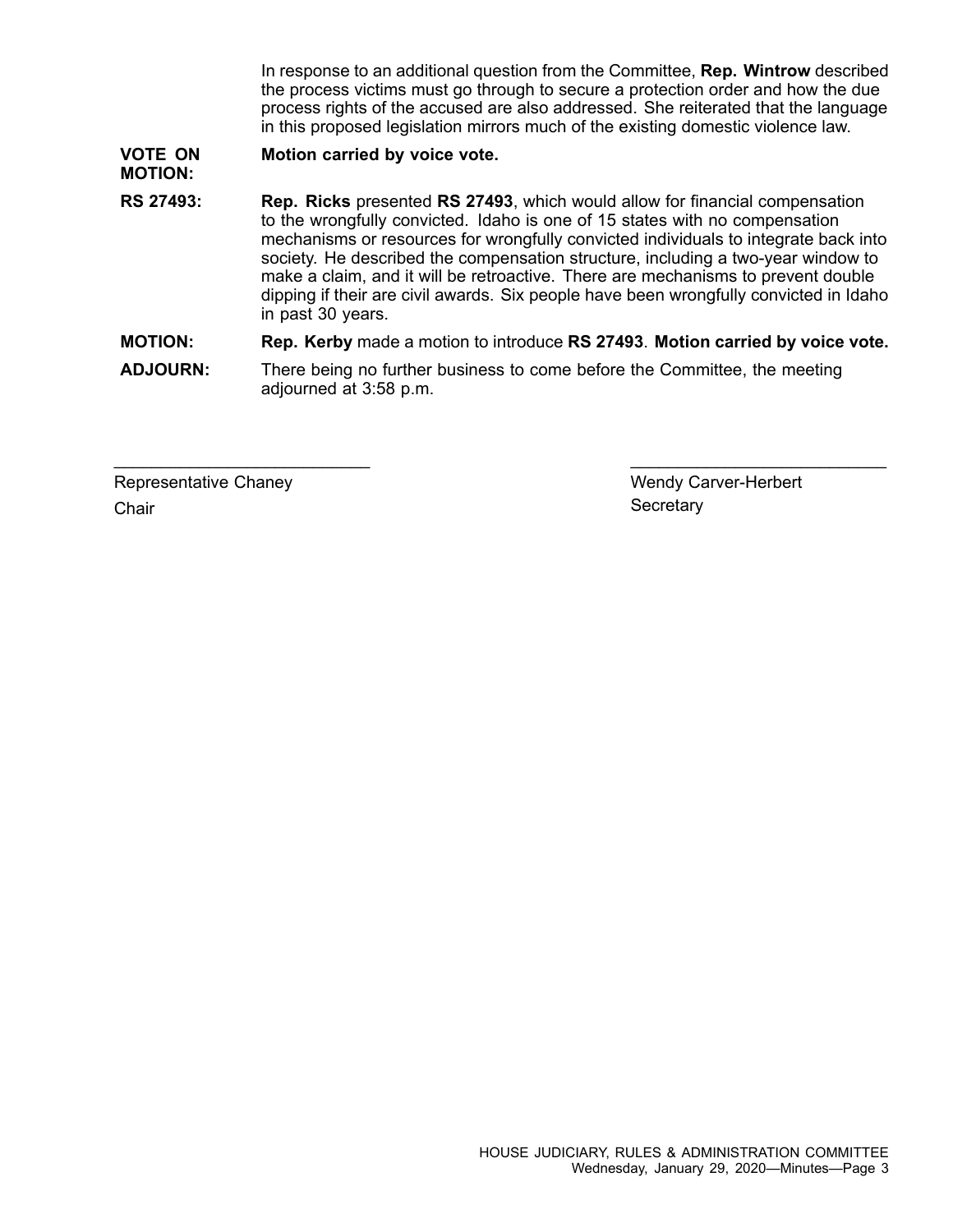In response to an additional question from the Committee, **Rep. Wintrow** described the process victims must go through to secure a protection order and how the due process rights of the accused are also addressed. She reiterated that the language in this proposed legislation mirrors much of the existing domestic violence law.

**VOTE ON MOTION:** **Motion carried by voice vote.**

**RS 27493:** **Rep. Ricks** presented **RS 27493**, which would allow for financial compensation to the wrongfully convicted. Idaho is one of 15 states with no compensation mechanisms or resources for wrongfully convicted individuals to integrate back into society. He described the compensation structure, including a two-year window to make a claim, and it will be retroactive. There are mechanisms to prevent double dipping if their are civil awards. Six people have been wrongfully convicted in Idaho in past 30 years.

**MOTION:** **Rep. Kerby** made a motion to introduce **RS 27493**. **Motion carried by voice vote.**

**ADJOURN:** There being no further business to come before the Committee, the meeting adjourned at 3:58 p.m.

___________________________ ___________________________

Representative Chaney
Chair

Wendy Carver-Herbert
Secretary